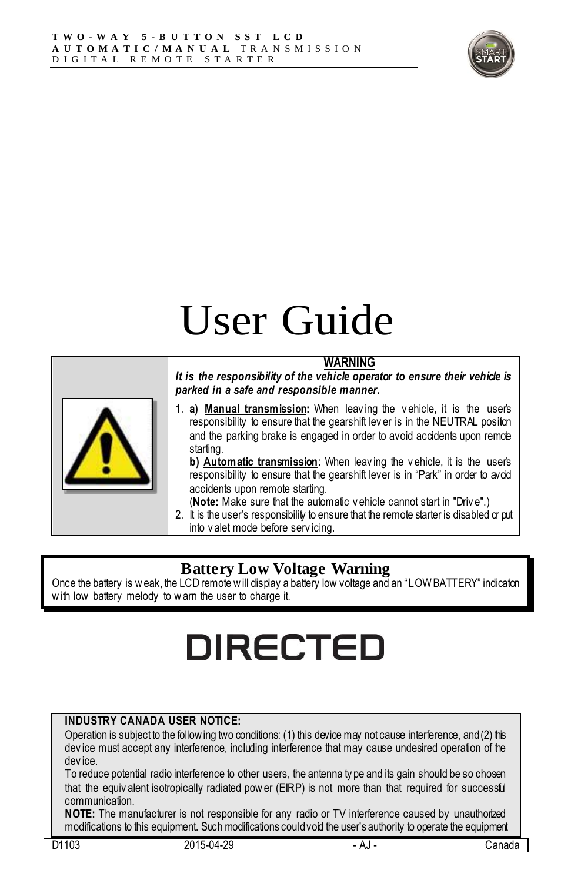TWO-WAY 5-BUTTON SST LCD
AUTOMATIC/MANUAL TRANSMISSION
DIGITAL REMOTE STARTER

# User Guide

## WARNING

***It is the responsibility of the vehicle operator to ensure their vehicle is parked in a safe and responsible manner.***

1. **a)** **Manual transmission:** When leaving the vehicle, it is the user's responsibility to ensure that the gearshift lever is in the NEUTRAL position and the parking brake is engaged in order to avoid accidents upon remote starting.
   **b)** **Automatic transmission**: When leaving the vehicle, it is the user's responsibility to ensure that the gearshift lever is in "Park" in order to avoid accidents upon remote starting.
   (**Note:** Make sure that the automatic vehicle cannot start in "Drive".)
2. It is the user's responsibility to ensure that the remote starter is disabled or put into valet mode before servicing.

## Battery Low Voltage Warning

Once the battery is weak, the LCD remote will display a battery low voltage and an "LOW BATTERY" indication with low battery melody to warn the user to charge it.

DIRECTED

**INDUSTRY CANADA USER NOTICE:**
Operation is subject to the following two conditions: (1) this device may not cause interference, and (2) this device must accept any interference, including interference that may cause undesired operation of the device.
To reduce potential radio interference to other users, the antenna type and its gain should be so chosen that the equivalent isotropically radiated power (EIRP) is not more than that required for successful communication.
**NOTE:** The manufacturer is not responsible for any radio or TV interference caused by unauthorized modifications to this equipment. Such modifications could void the user's authority to operate the equipment

D1103 2015-04-29 - AJ - Canada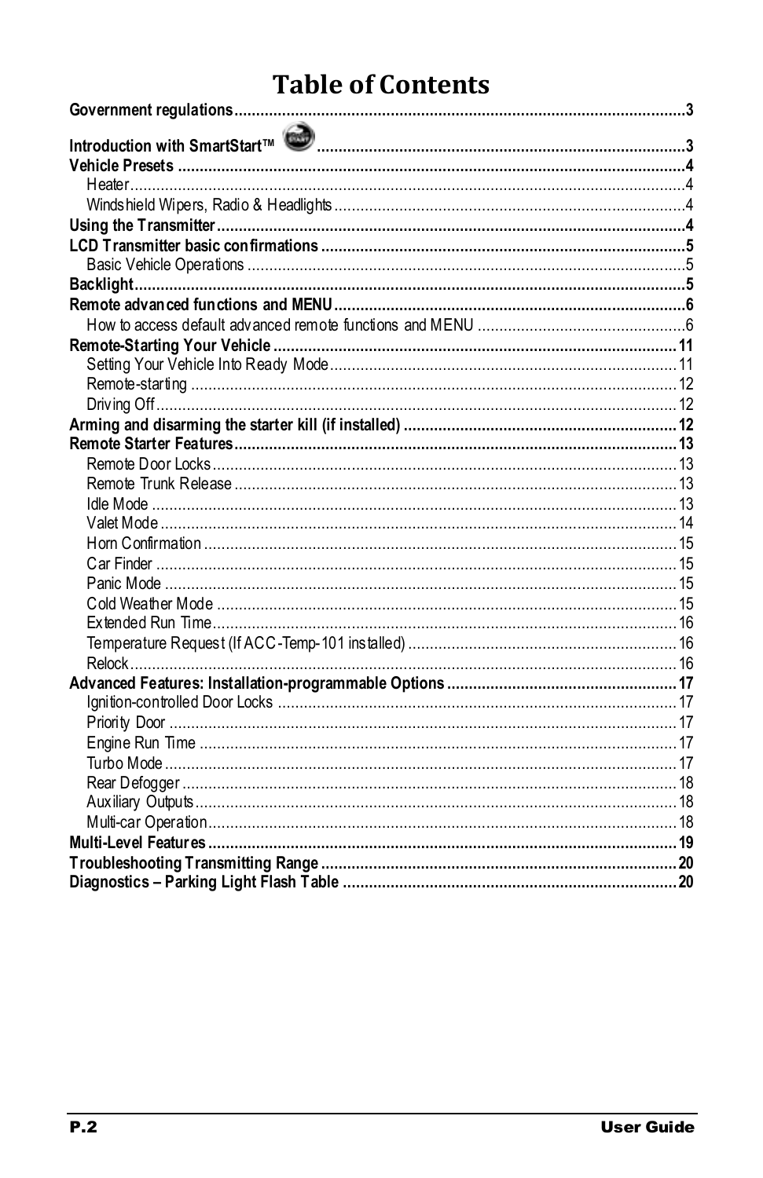# Table of Contents

**Government regulations** ........................................ 3

**Introduction with SmartStart™** ........................................ 3

**Vehicle Presets** ........................................ 4

- Heater ........................................ 4
- Windshield Wipers, Radio & Headlights ........................................ 4

**Using the Transmitter** ........................................ 4

**LCD Transmitter basic confirmations** ........................................ 5

- Basic Vehicle Operations ........................................ 5

**Backlight** ........................................ 5

**Remote advanced functions and MENU** ........................................ 6

- How to access default advanced remote functions and MENU ........................................ 6

**Remote-Starting Your Vehicle** ........................................ 11

- Setting Your Vehicle Into Ready Mode ........................................ 11
- Remote-starting ........................................ 12
- Driving Off ........................................ 12

**Arming and disarming the starter kill (if installed)** ........................................ 12

**Remote Starter Features** ........................................ 13

- Remote Door Locks ........................................ 13
- Remote Trunk Release ........................................ 13
- Idle Mode ........................................ 13
- Valet Mode ........................................ 14
- Horn Confirmation ........................................ 15
- Car Finder ........................................ 15
- Panic Mode ........................................ 15
- Cold Weather Mode ........................................ 15
- Extended Run Time ........................................ 16
- Temperature Request (If ACC-Temp-101 installed) ........................................ 16
- Relock ........................................ 16

**Advanced Features: Installation-programmable Options** ........................................ 17

- Ignition-controlled Door Locks ........................................ 17
- Priority Door ........................................ 17
- Engine Run Time ........................................ 17
- Turbo Mode ........................................ 17
- Rear Defogger ........................................ 18
- Auxiliary Outputs ........................................ 18
- Multi-car Operation ........................................ 18

**Multi-Level Features** ........................................ 19

**Troubleshooting Transmitting Range** ........................................ 20

**Diagnostics – Parking Light Flash Table** ........................................ 20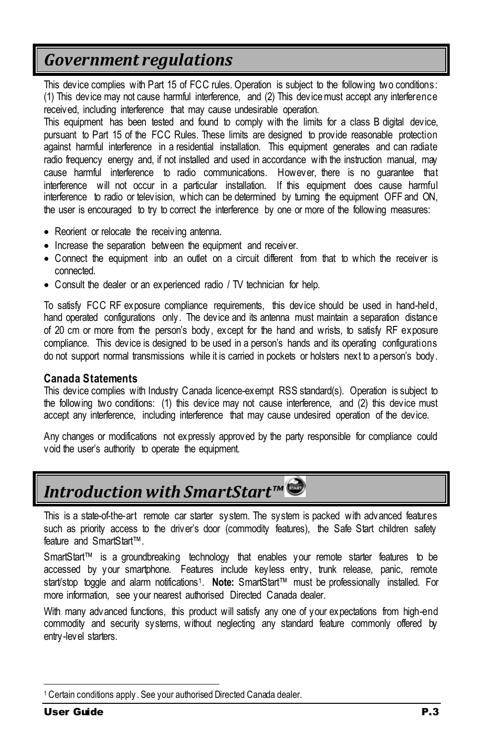# Government regulations

This device complies with Part 15 of FCC rules. Operation is subject to the following two conditions: (1) This device may not cause harmful interference, and (2) This device must accept any interference received, including interference that may cause undesirable operation.

This equipment has been tested and found to comply with the limits for a class B digital device, pursuant to Part 15 of the FCC Rules. These limits are designed to provide reasonable protection against harmful interference in a residential installation. This equipment generates and can radiate radio frequency energy and, if not installed and used in accordance with the instruction manual, may cause harmful interference to radio communications. However, there is no guarantee that interference will not occur in a particular installation. If this equipment does cause harmful interference to radio or television, which can be determined by turning the equipment OFF and ON, the user is encouraged to try to correct the interference by one or more of the following measures:

- Reorient or relocate the receiving antenna.
- Increase the separation between the equipment and receiver.
- Connect the equipment into an outlet on a circuit different from that to which the receiver is connected.
- Consult the dealer or an experienced radio / TV technician for help.

To satisfy FCC RF exposure compliance requirements, this device should be used in hand-held, hand operated configurations only. The device and its antenna must maintain a separation distance of 20 cm or more from the person's body, except for the hand and wrists, to satisfy RF exposure compliance. This device is designed to be used in a person's hands and its operating configurations do not support normal transmissions while it is carried in pockets or holsters next to a person's body.

### Canada Statements

This device complies with Industry Canada licence-exempt RSS standard(s). Operation is subject to the following two conditions: (1) this device may not cause interference, and (2) this device must accept any interference, including interference that may cause undesired operation of the device.

Any changes or modifications not expressly approved by the party responsible for compliance could void the user's authority to operate the equipment.

# Introduction with SmartStart™

This is a state-of-the-art remote car starter system. The system is packed with advanced features such as priority access to the driver's door (commodity features), the Safe Start children safety feature and SmartStart™.

SmartStart™ is a groundbreaking technology that enables your remote starter features to be accessed by your smartphone. Features include keyless entry, trunk release, panic, remote start/stop toggle and alarm notifications[1]. **Note:** SmartStart™ must be professionally installed. For more information, see your nearest authorised Directed Canada dealer.

With many advanced functions, this product will satisfy any one of your expectations from high-end commodity and security systems, without neglecting any standard feature commonly offered by entry-level starters.

[1] Certain conditions apply. See your authorised Directed Canada dealer.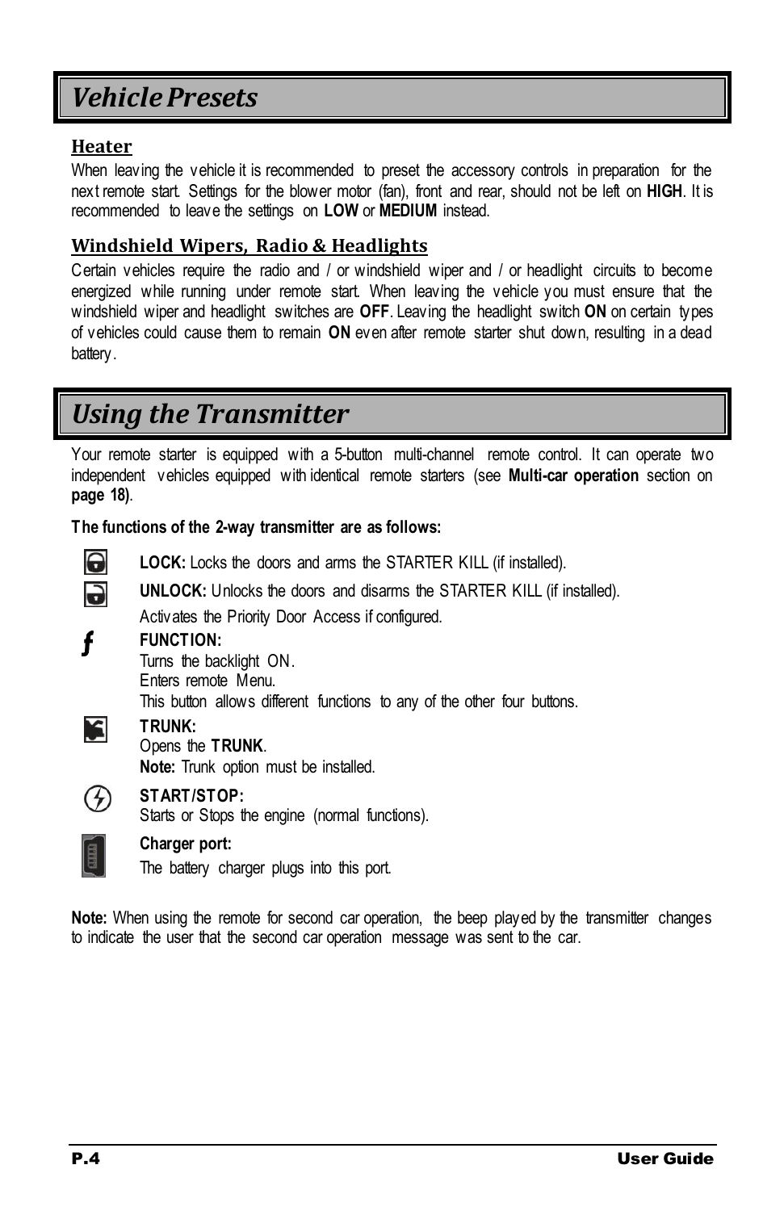# Vehicle Presets

### Heater

When leaving the vehicle it is recommended to preset the accessory controls in preparation for the next remote start. Settings for the blower motor (fan), front and rear, should not be left on **HIGH**. It is recommended to leave the settings on **LOW** or **MEDIUM** instead.

### Windshield Wipers, Radio & Headlights

Certain vehicles require the radio and / or windshield wiper and / or headlight circuits to become energized while running under remote start. When leaving the vehicle you must ensure that the windshield wiper and headlight switches are **OFF**. Leaving the headlight switch **ON** on certain types of vehicles could cause them to remain **ON** even after remote starter shut down, resulting in a dead battery.

# Using the Transmitter

Your remote starter is equipped with a 5-button multi-channel remote control. It can operate two independent vehicles equipped with identical remote starters (see **Multi-car operation** section on **page 18)**.

**The functions of the 2-way transmitter are as follows:**

**LOCK:** Locks the doors and arms the STARTER KILL (if installed).

**UNLOCK:** Unlocks the doors and disarms the STARTER KILL (if installed).
Activates the Priority Door Access if configured.

**FUNCTION:**
Turns the backlight ON.
Enters remote Menu.
This button allows different functions to any of the other four buttons.

**TRUNK:**
Opens the **TRUNK**.
**Note:** Trunk option must be installed.

**START/STOP:**
Starts or Stops the engine (normal functions).

**Charger port:**
The battery charger plugs into this port.

**Note:** When using the remote for second car operation, the beep played by the transmitter changes to indicate the user that the second car operation message was sent to the car.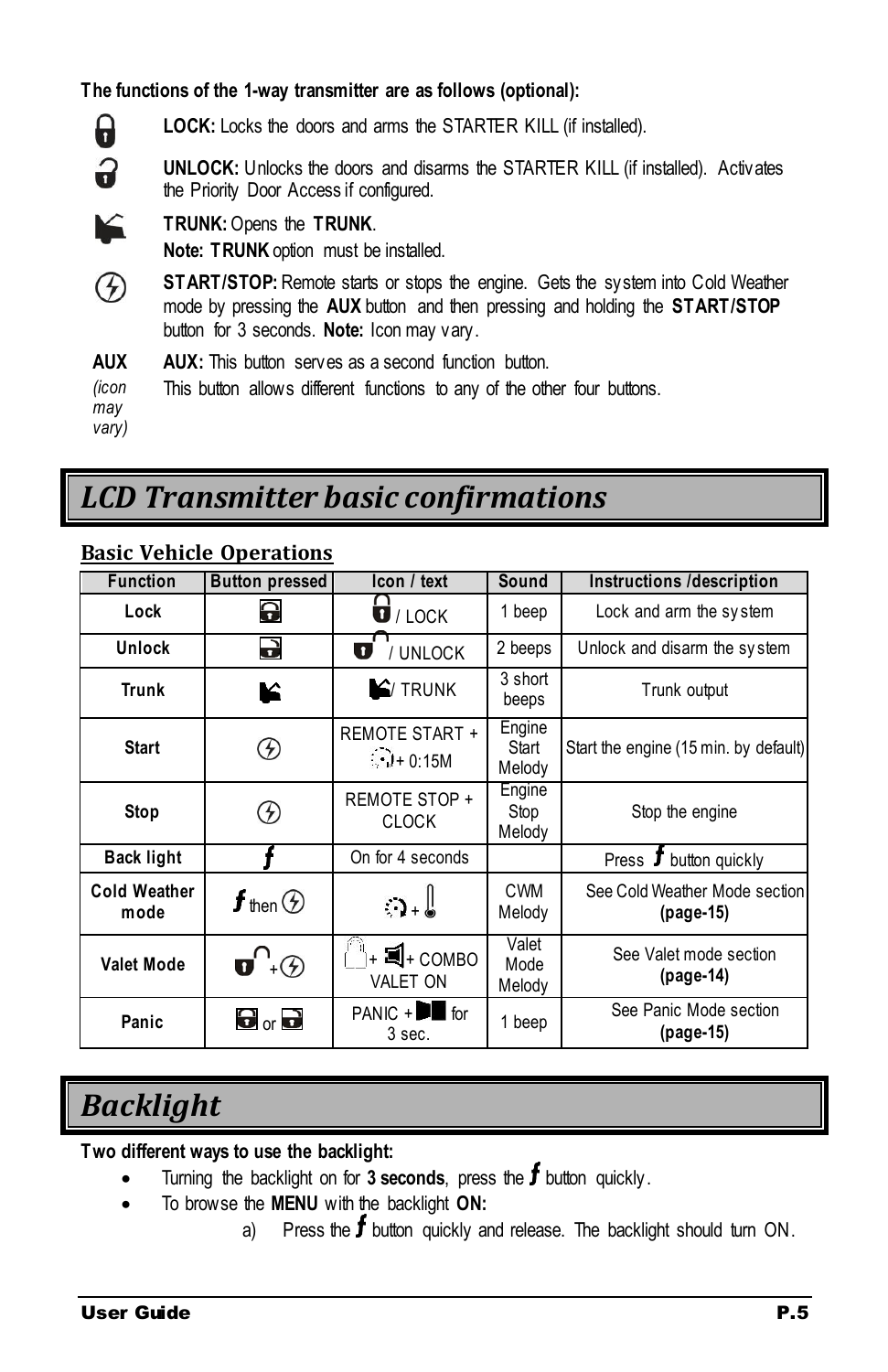**The functions of the 1-way transmitter are as follows (optional):**

**LOCK:** Locks the doors and arms the STARTER KILL (if installed).

**UNLOCK:** Unlocks the doors and disarms the STARTER KILL (if installed). Activates the Priority Door Access if configured.

**TRUNK:** Opens the **TRUNK**.
**Note: TRUNK** option must be installed.

**START/STOP:** Remote starts or stops the engine. Gets the system into Cold Weather mode by pressing the **AUX** button and then pressing and holding the **START/STOP** button for 3 seconds. **Note:** Icon may vary.

**AUX** *(icon may vary)* **AUX:** This button serves as a second function button.
This button allows different functions to any of the other four buttons.

# LCD Transmitter basic confirmations

## Basic Vehicle Operations

| Function | Button pressed | Icon / text | Sound | Instructions /description |
|---|---|---|---|---|
| **Lock** | | / LOCK | 1 beep | Lock and arm the system |
| **Unlock** | | / UNLOCK | 2 beeps | Unlock and disarm the system |
| **Trunk** | | / TRUNK | 3 short beeps | Trunk output |
| **Start** | | REMOTE START + + 0:15M | Engine Start Melody | Start the engine (15 min. by default) |
| **Stop** | | REMOTE STOP + CLOCK | Engine Stop Melody | Stop the engine |
| **Back light** | f | On for 4 seconds | | Press f button quickly |
| **Cold Weather mode** | f then | + | CWM Melody | See Cold Weather Mode section **(page-15)** |
| **Valet Mode** | + | + + COMBO VALET ON | Valet Mode Melody | See Valet mode section **(page-14)** |
| **Panic** | or | PANIC + for 3 sec. | 1 beep | See Panic Mode section **(page-15)** |

# Backlight

**Two different ways to use the backlight:**

- Turning the backlight on for **3 seconds**, press the f button quickly.
- To browse the **MENU** with the backlight **ON:**
  a) Press the f button quickly and release. The backlight should turn ON.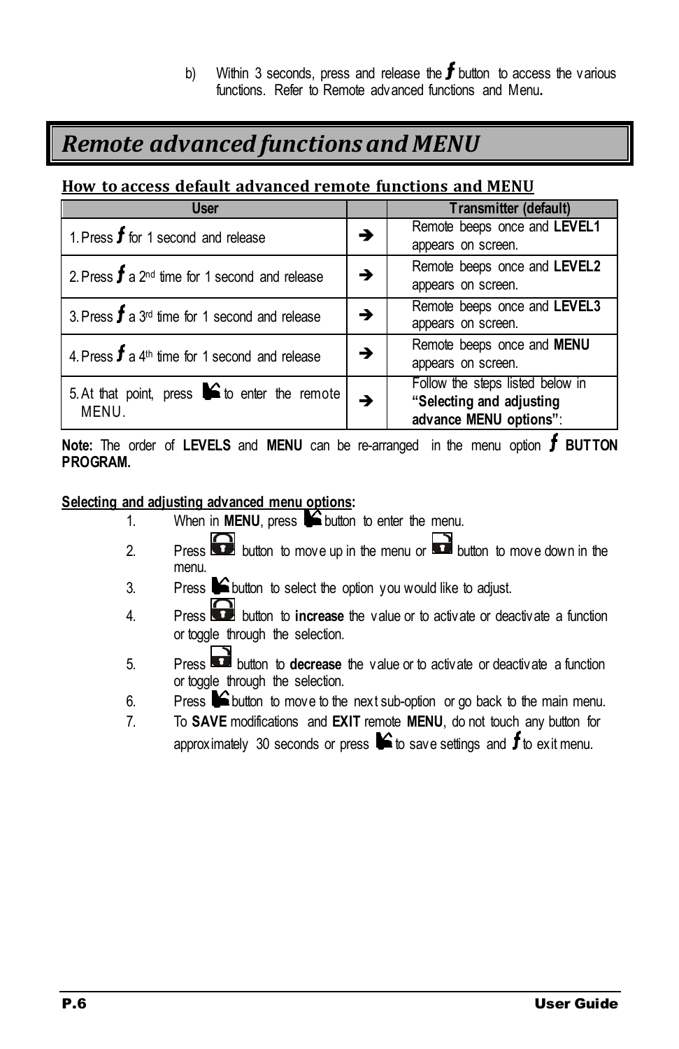b) Within 3 seconds, press and release the *f* button to access the various functions. Refer to Remote advanced functions and Menu**.**

# *Remote advanced functions and MENU*

## How to access default advanced remote functions and MENU

| User | | Transmitter (default) |
|---|---|---|
| 1. Press *f* for 1 second and release | → | Remote beeps once and **LEVEL1** appears on screen. |
| 2. Press *f* a 2nd time for 1 second and release | → | Remote beeps once and **LEVEL2** appears on screen. |
| 3. Press *f* a 3rd time for 1 second and release | → | Remote beeps once and **LEVEL3** appears on screen. |
| 4. Press *f* a 4th time for 1 second and release | → | Remote beeps once and **MENU** appears on screen. |
| 5. At that point, press  to enter the remote MENU. | → | Follow the steps listed below in **"Selecting and adjusting advance MENU options"**: |

**Note:** The order of **LEVELS** and **MENU** can be re-arranged in the menu option *f* **BUTTON PROGRAM.**

**Selecting and adjusting advanced menu options:**

1. When in **MENU**, press  button to enter the menu.
2. Press  button to move up in the menu or  button to move down in the menu.
3. Press  button to select the option you would like to adjust.
4. Press  button to **increase** the value or to activate or deactivate a function or toggle through the selection.
5. Press  button to **decrease** the value or to activate or deactivate a function or toggle through the selection.
6. Press  button to move to the next sub-option or go back to the main menu.
7. To **SAVE** modifications and **EXIT** remote **MENU**, do not touch any button for approximately 30 seconds or press  to save settings and *f* to exit menu.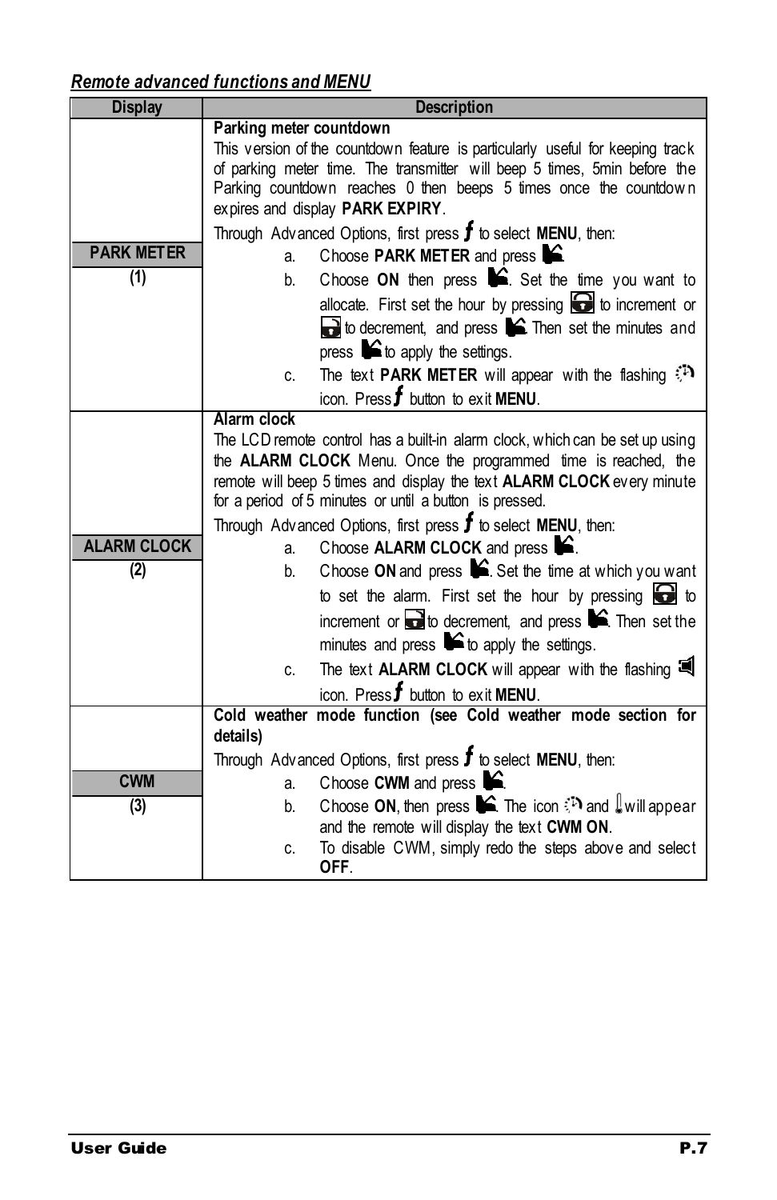***Remote advanced functions and MENU***

| Display | Description |
|---|---|
| **PARK METER** **(1)** | **Parking meter countdown** This version of the countdown feature is particularly useful for keeping track of parking meter time. The transmitter will beep 5 times, 5min before the Parking countdown reaches 0 then beeps 5 times once the countdown expires and display **PARK EXPIRY**. Through Advanced Options, first press *f* to select **MENU**, then: a. Choose **PARK METER** and press . b. Choose **ON** then press . Set the time you want to allocate. First set the hour by pressing  to increment or  to decrement, and press . Then set the minutes and press  to apply the settings. c. The text **PARK METER** will appear with the flashing  icon. Press *f* button to exit **MENU**. |
| **ALARM CLOCK** **(2)** | **Alarm clock** The LCD remote control has a built-in alarm clock, which can be set up using the **ALARM CLOCK** Menu. Once the programmed time is reached, the remote will beep 5 times and display the text **ALARM CLOCK** every minute for a period of 5 minutes or until a button is pressed. Through Advanced Options, first press *f* to select **MENU**, then: a. Choose **ALARM CLOCK** and press . b. Choose **ON** and press . Set the time at which you want to set the alarm. First set the hour by pressing  to increment or  to decrement, and press . Then set the minutes and press  to apply the settings. c. The text **ALARM CLOCK** will appear with the flashing  icon. Press *f* button to exit **MENU**. |
| **CWM** **(3)** | **Cold weather mode function (see Cold weather mode section for details)** Through Advanced Options, first press *f* to select **MENU**, then: a. Choose **CWM** and press . b. Choose **ON**, then press . The icon  and  will appear and the remote will display the text **CWM ON**. c. To disable CWM, simply redo the steps above and select **OFF**. |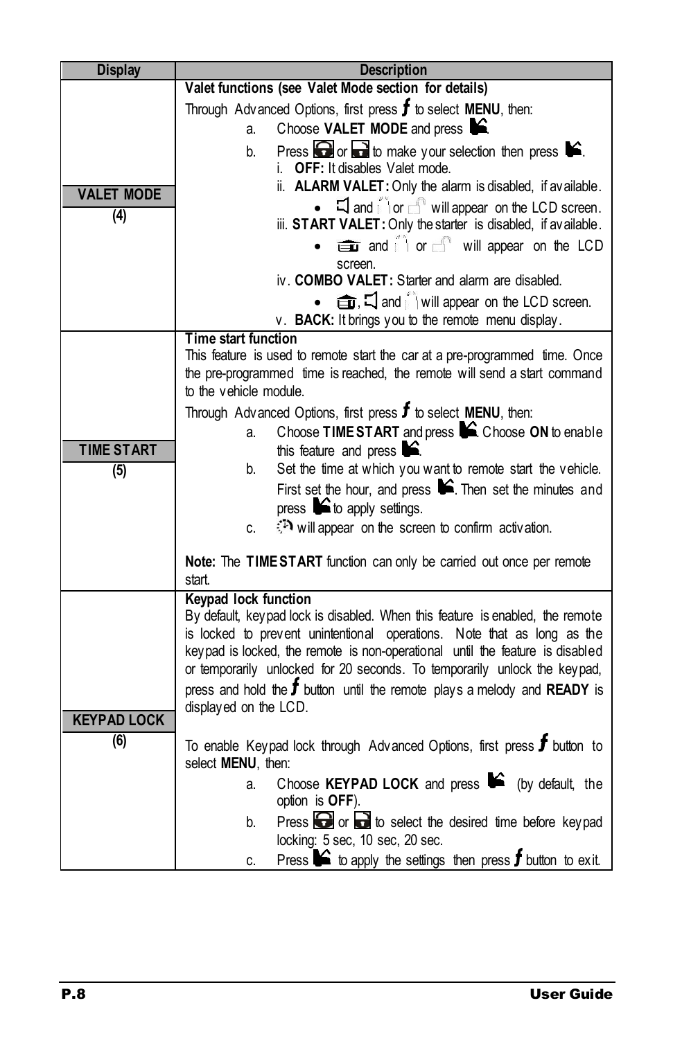| Display | Description |
|---|---|
| **VALET MODE** (4) | **Valet functions (see Valet Mode section for details)**<br>Through Advanced Options, first press *f* to select **MENU**, then:<br>a. Choose **VALET MODE** and press [icon].<br>b. Press [icon] or [icon] to make your selection then press [icon].<br>i. **OFF:** It disables Valet mode.<br>ii. **ALARM VALET:** Only the alarm is disabled, if available.<br>• [icon] and [icon] or [icon] will appear on the LCD screen.<br>iii. **START VALET:** Only the starter is disabled, if available.<br>• [icon] and [icon] or [icon] will appear on the LCD screen.<br>iv. **COMBO VALET:** Starter and alarm are disabled.<br>• [icon], [icon] and [icon] will appear on the LCD screen.<br>v. **BACK:** It brings you to the remote menu display. |
| **TIME START** (5) | **Time start function**<br>This feature is used to remote start the car at a pre-programmed time. Once the pre-programmed time is reached, the remote will send a start command to the vehicle module.<br>Through Advanced Options, first press *f* to select **MENU**, then:<br>a. Choose **TIME START** and press [icon]. Choose **ON** to enable this feature and press [icon].<br>b. Set the time at which you want to remote start the vehicle. First set the hour, and press [icon]. Then set the minutes and press [icon] to apply settings.<br>c. [icon] will appear on the screen to confirm activation.<br><br>**Note:** The **TIME START** function can only be carried out once per remote start. |
| **KEYPAD LOCK** (6) | **Keypad lock function**<br>By default, keypad lock is disabled. When this feature is enabled, the remote is locked to prevent unintentional operations. Note that as long as the keypad is locked, the remote is non-operational until the feature is disabled or temporarily unlocked for 20 seconds. To temporarily unlock the keypad, press and hold the *f* button until the remote plays a melody and **READY** is displayed on the LCD.<br><br>To enable Keypad lock through Advanced Options, first press *f* button to select **MENU**, then:<br>a. Choose **KEYPAD LOCK** and press [icon] (by default, the option is **OFF**).<br>b. Press [icon] or [icon] to select the desired time before keypad locking: 5 sec, 10 sec, 20 sec.<br>c. Press [icon] to apply the settings then press *f* button to exit. |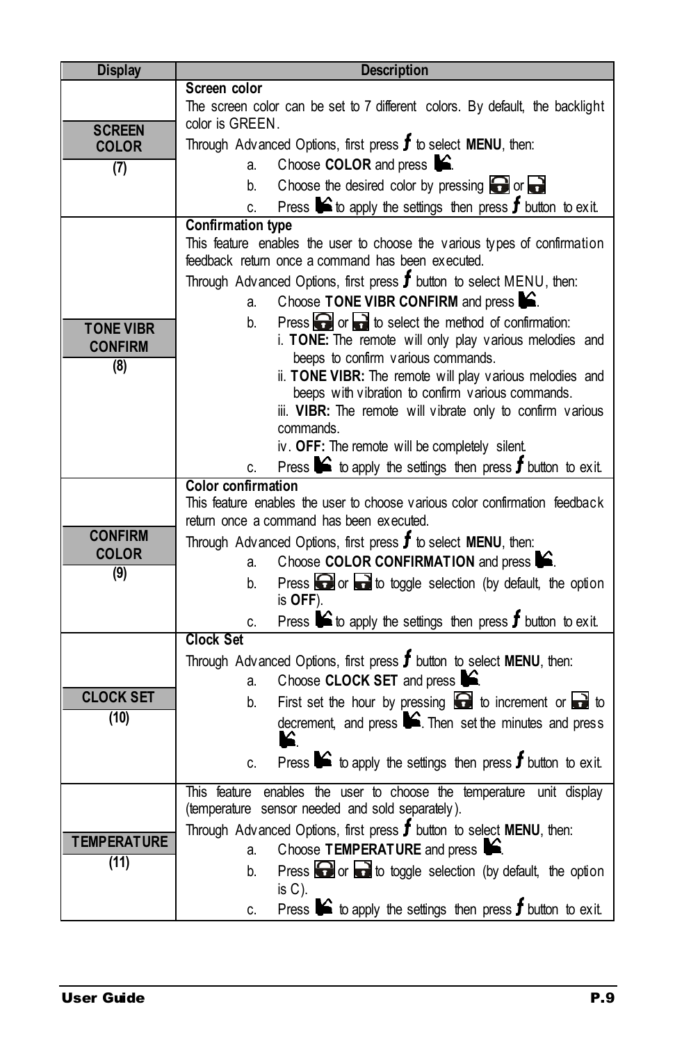| Display | Description |
|---|---|
| **SCREEN COLOR** **(7)** | **Screen color**<br>The screen color can be set to 7 different colors. By default, the backlight color is GREEN.<br>Through Advanced Options, first press *f* to select **MENU**, then:<br>a. Choose **COLOR** and press .<br>b. Choose the desired color by pressing  or <br>c. Press  to apply the settings then press *f* button to exit. |
| **TONE VIBR CONFIRM** **(8)** | **Confirmation type**<br>This feature enables the user to choose the various types of confirmation feedback return once a command has been executed.<br>Through Advanced Options, first press *f* button to select MENU, then:<br>a. Choose **TONE VIBR CONFIRM** and press .<br>b. Press  or  to select the method of confirmation:<br>i. **TONE:** The remote will only play various melodies and beeps to confirm various commands.<br>ii. **TONE VIBR:** The remote will play various melodies and beeps with vibration to confirm various commands.<br>iii. **VIBR:** The remote will vibrate only to confirm various commands.<br>iv. **OFF:** The remote will be completely silent.<br>c. Press  to apply the settings then press *f* button to exit. |
| **CONFIRM COLOR** **(9)** | **Color confirmation**<br>This feature enables the user to choose various color confirmation feedback return once a command has been executed.<br>Through Advanced Options, first press *f* to select **MENU**, then:<br>a. Choose **COLOR CONFIRMATION** and press .<br>b. Press  or  to toggle selection (by default, the option is **OFF**).<br>c. Press  to apply the settings then press *f* button to exit. |
| **CLOCK SET** **(10)** | **Clock Set**<br>Through Advanced Options, first press *f* button to select **MENU**, then:<br>a. Choose **CLOCK SET** and press .<br>b. First set the hour by pressing  to increment or  to decrement, and press . Then set the minutes and press .<br>c. Press  to apply the settings then press *f* button to exit. |
| **TEMPERATURE** **(11)** | This feature enables the user to choose the temperature unit display (temperature sensor needed and sold separately).<br>Through Advanced Options, first press *f* button to select **MENU**, then:<br>a. Choose **TEMPERATURE** and press .<br>b. Press  or  to toggle selection (by default, the option is C).<br>c. Press  to apply the settings then press *f* button to exit. |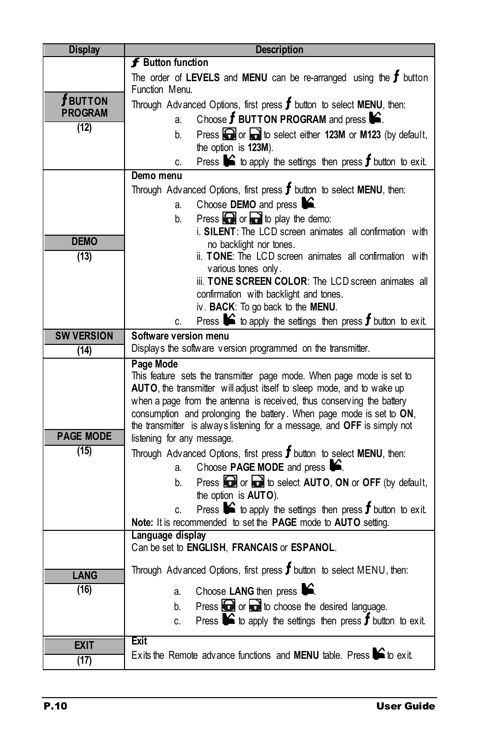| Display | Description |
|---|---|
| **ƒ BUTTON PROGRAM** **(12)** | **ƒ Button function** The order of **LEVELS** and **MENU** can be re-arranged using the ƒ button Function Menu. Through Advanced Options, first press ƒ button to select **MENU**, then: a. Choose ƒ **BUTTON PROGRAM** and press [icon]. b. Press [icon] or [icon] to select either **123M** or **M123** (by default, the option is **123M**). c. Press [icon] to apply the settings then press ƒ button to exit. |
| **DEMO** **(13)** | **Demo menu** Through Advanced Options, first press ƒ button to select **MENU**, then: a. Choose **DEMO** and press [icon]. b. Press [icon] or [icon] to play the demo: i. **SILENT**: The LCD screen animates all confirmation with no backlight nor tones. ii. **TONE**: The LCD screen animates all confirmation with various tones only. iii. **TONE SCREEN COLOR**: The LCD screen animates all confirmation with backlight and tones. iv. **BACK**: To go back to the **MENU**. c. Press [icon] to apply the settings then press ƒ button to exit. |
| **SW VERSION** **(14)** | **Software version menu** Displays the software version programmed on the transmitter. |
| **PAGE MODE** **(15)** | **Page Mode** This feature sets the transmitter page mode. When page mode is set to **AUTO**, the transmitter will adjust itself to sleep mode, and to wake up when a page from the antenna is received, thus conserving the battery consumption and prolonging the battery. When page mode is set to **ON**, the transmitter is always listening for a message, and **OFF** is simply not listening for any message. Through Advanced Options, first press ƒ button to select **MENU**, then: a. Choose **PAGE MODE** and press [icon]. b. Press [icon] or [icon] to select **AUTO**, **ON** or **OFF** (by default, the option is **AUTO**). c. Press [icon] to apply the settings then press ƒ button to exit. **Note:** It is recommended to set the **PAGE** mode to **AUTO** setting. |
| **LANG** **(16)** | **Language display** Can be set to **ENGLISH**, **FRANCAIS** or **ESPANOL**. Through Advanced Options, first press ƒ button to select MENU, then: a. Choose **LANG** then press [icon]. b. Press [icon] or [icon] to choose the desired language. c. Press [icon] to apply the settings then press ƒ button to exit. |
| **EXIT** **(17)** | **Exit** Exits the Remote advance functions and **MENU** table. Press [icon] to exit. |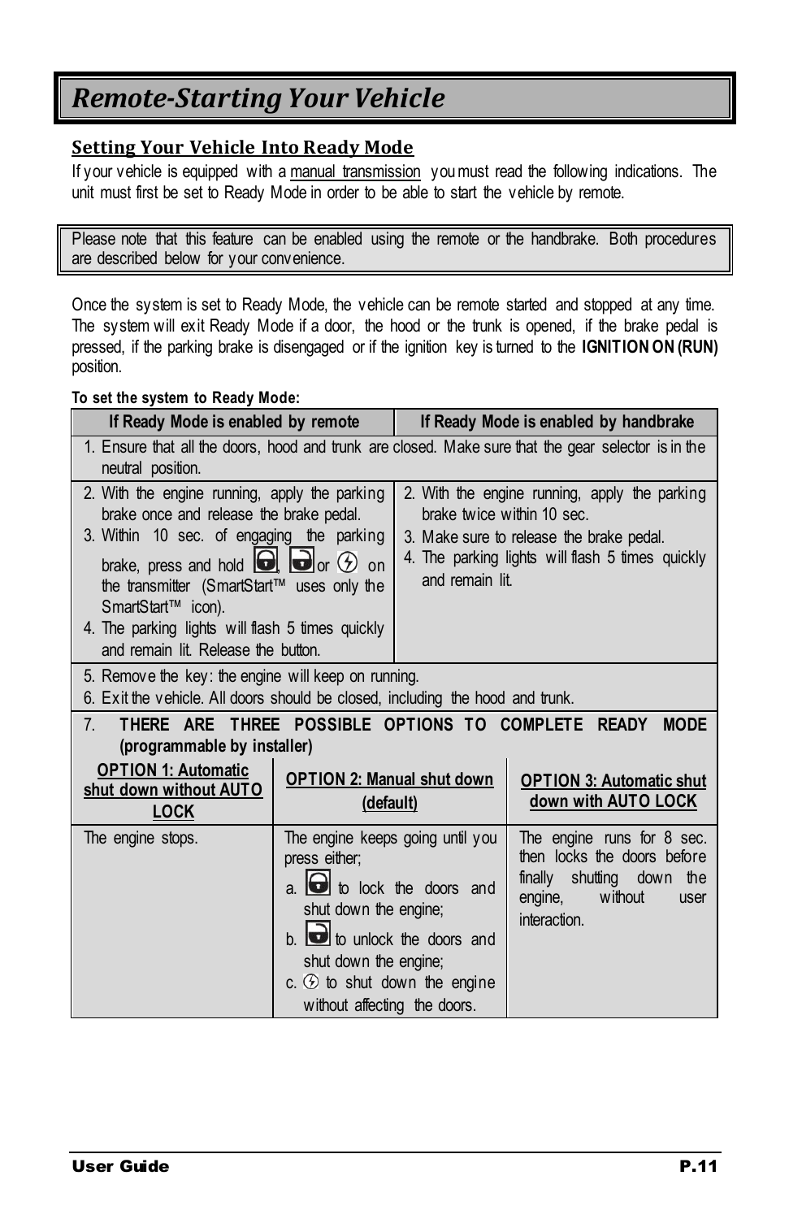# *Remote-Starting Your Vehicle*

## Setting Your Vehicle Into Ready Mode

If your vehicle is equipped with a manual transmission you must read the following indications. The unit must first be set to Ready Mode in order to be able to start the vehicle by remote.

> Please note that this feature can be enabled using the remote or the handbrake. Both procedures are described below for your convenience.

Once the system is set to Ready Mode, the vehicle can be remote started and stopped at any time. The system will exit Ready Mode if a door, the hood or the trunk is opened, if the brake pedal is pressed, if the parking brake is disengaged or if the ignition key is turned to the **IGNITION ON (RUN)** position.

**To set the system to Ready Mode:**

| If Ready Mode is enabled by remote | If Ready Mode is enabled by handbrake |
|---|---|
| 1. Ensure that all the doors, hood and trunk are closed. Make sure that the gear selector is in the neutral position. | |
| 2. With the engine running, apply the parking brake once and release the brake pedal.<br>3. Within 10 sec. of engaging the parking brake, press and hold (lock), (unlock) or (start) on the transmitter (SmartStart™ uses only the SmartStart™ icon).<br>4. The parking lights will flash 5 times quickly and remain lit. Release the button. | 2. With the engine running, apply the parking brake twice within 10 sec.<br>3. Make sure to release the brake pedal.<br>4. The parking lights will flash 5 times quickly and remain lit. |
| 5. Remove the key: the engine will keep on running.<br>6. Exit the vehicle. All doors should be closed, including the hood and trunk. | |

7. **THERE ARE THREE POSSIBLE OPTIONS TO COMPLETE READY MODE (programmable by installer)**

| OPTION 1: Automatic shut down without AUTO LOCK | OPTION 2: Manual shut down (default) | OPTION 3: Automatic shut down with AUTO LOCK |
|---|---|---|
| The engine stops. | The engine keeps going until you press either;<br>a. (lock) to lock the doors and shut down the engine;<br>b. (unlock) to unlock the doors and shut down the engine;<br>c. (start) to shut down the engine without affecting the doors. | The engine runs for 8 sec. then locks the doors before finally shutting down the engine, without user interaction. |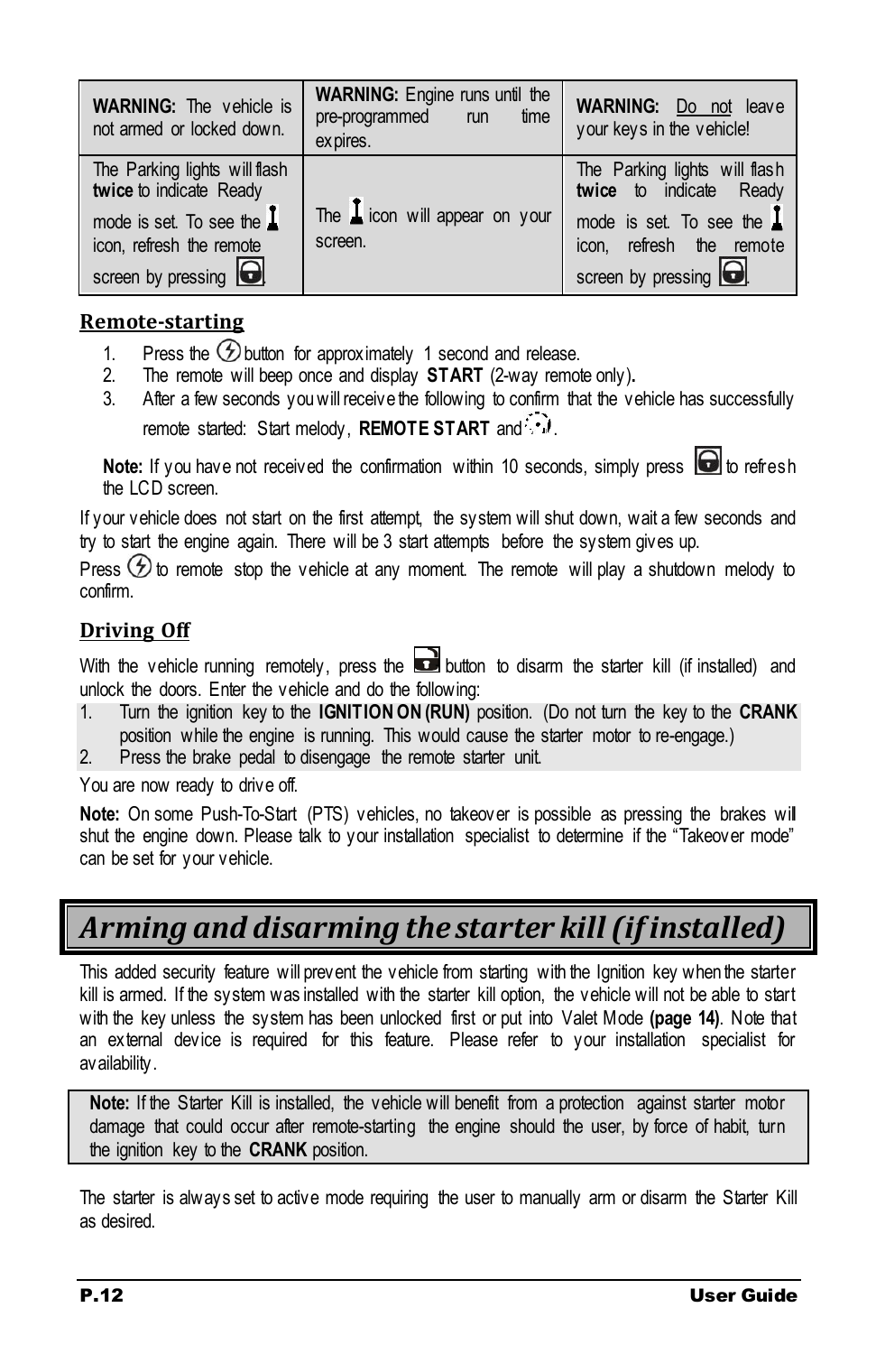| WARNING: The vehicle is not armed or locked down. | WARNING: Engine runs until the pre-programmed run time expires. | WARNING: Do not leave your keys in the vehicle! |
| --- | --- | --- |
| The Parking lights will flash **twice** to indicate Ready mode is set. To see the icon, refresh the remote screen by pressing . | The icon will appear on your screen. | The Parking lights will flash **twice** to indicate Ready mode is set. To see the icon, refresh the remote screen by pressing . |

## Remote-starting

1. Press the button for approximately 1 second and release.
2. The remote will beep once and display **START** (2-way remote only)**.**
3. After a few seconds you will receive the following to confirm that the vehicle has successfully remote started: Start melody, **REMOTE START** and .

**Note:** If you have not received the confirmation within 10 seconds, simply press to refresh the LCD screen.

If your vehicle does not start on the first attempt, the system will shut down, wait a few seconds and try to start the engine again. There will be 3 start attempts before the system gives up.

Press to remote stop the vehicle at any moment. The remote will play a shutdown melody to confirm.

## Driving Off

With the vehicle running remotely, press the button to disarm the starter kill (if installed) and unlock the doors. Enter the vehicle and do the following:

1. Turn the ignition key to the **IGNITION ON (RUN)** position. (Do not turn the key to the **CRANK** position while the engine is running. This would cause the starter motor to re-engage.)
2. Press the brake pedal to disengage the remote starter unit.

You are now ready to drive off.

**Note:** On some Push-To-Start (PTS) vehicles, no takeover is possible as pressing the brakes will shut the engine down. Please talk to your installation specialist to determine if the "Takeover mode" can be set for your vehicle.

# *Arming and disarming the starter kill (if installed)*

This added security feature will prevent the vehicle from starting with the Ignition key when the starter kill is armed. If the system was installed with the starter kill option, the vehicle will not be able to start with the key unless the system has been unlocked first or put into Valet Mode **(page 14)**. Note that an external device is required for this feature. Please refer to your installation specialist for availability.

**Note:** If the Starter Kill is installed, the vehicle will benefit from a protection against starter motor damage that could occur after remote-starting the engine should the user, by force of habit, turn the ignition key to the **CRANK** position.

The starter is always set to active mode requiring the user to manually arm or disarm the Starter Kill as desired.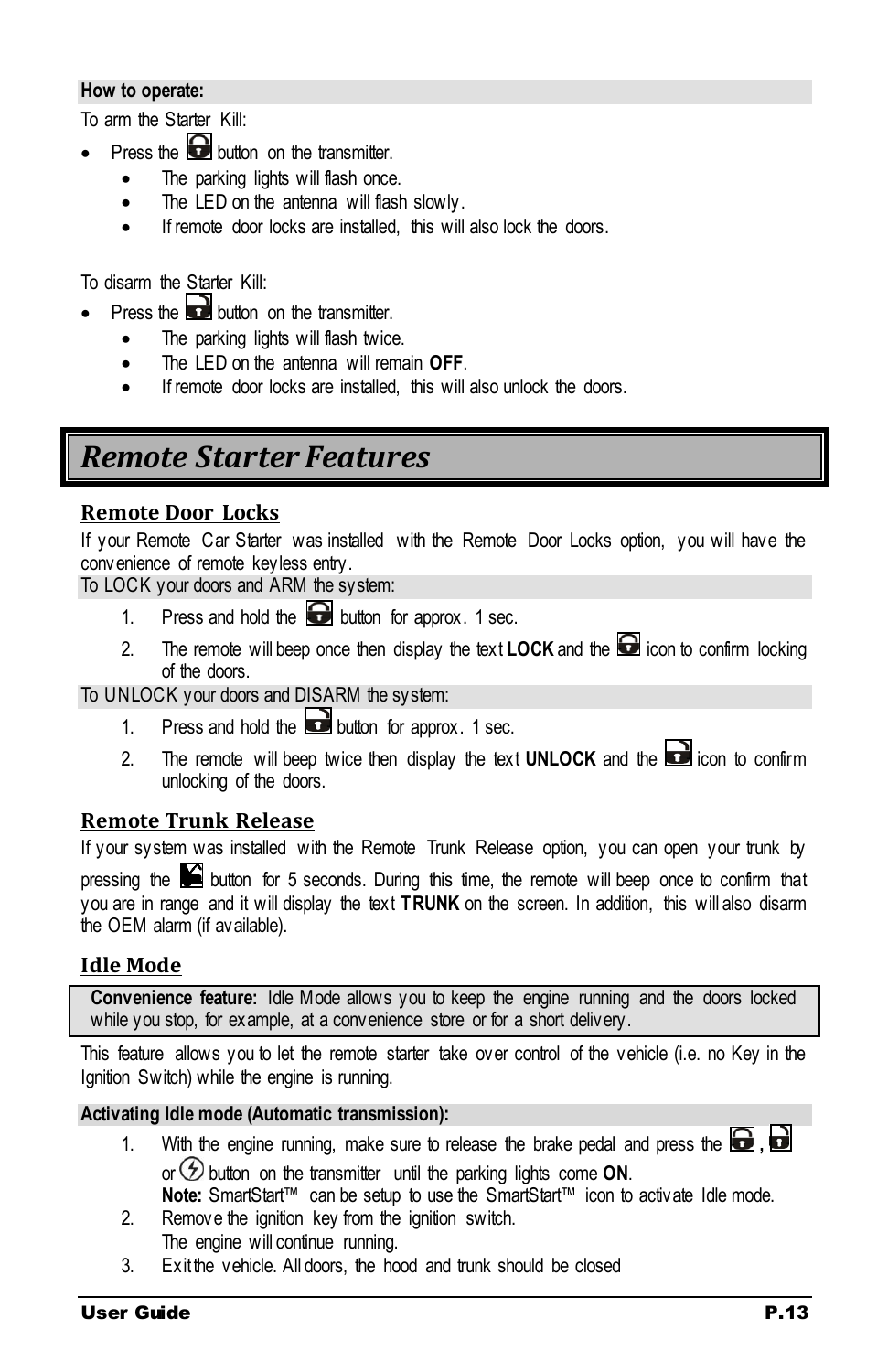**How to operate:**

To arm the Starter Kill:

- Press the button on the transmitter.
  - The parking lights will flash once.
  - The LED on the antenna will flash slowly.
  - If remote door locks are installed, this will also lock the doors.

To disarm the Starter Kill:

- Press the button on the transmitter.
  - The parking lights will flash twice.
  - The LED on the antenna will remain **OFF**.
  - If remote door locks are installed, this will also unlock the doors.

# *Remote Starter Features*

## Remote Door Locks

If your Remote Car Starter was installed with the Remote Door Locks option, you will have the convenience of remote keyless entry.

To LOCK your doors and ARM the system:

1. Press and hold the button for approx. 1 sec.
2. The remote will beep once then display the text **LOCK** and the icon to confirm locking of the doors.

To UNLOCK your doors and DISARM the system:

1. Press and hold the button for approx. 1 sec.
2. The remote will beep twice then display the text **UNLOCK** and the icon to confirm unlocking of the doors.

## Remote Trunk Release

If your system was installed with the Remote Trunk Release option, you can open your trunk by pressing the button for 5 seconds. During this time, the remote will beep once to confirm that you are in range and it will display the text **TRUNK** on the screen. In addition, this will also disarm the OEM alarm (if available).

## Idle Mode

**Convenience feature:** Idle Mode allows you to keep the engine running and the doors locked while you stop, for example, at a convenience store or for a short delivery.

This feature allows you to let the remote starter take over control of the vehicle (i.e. no Key in the Ignition Switch) while the engine is running.

**Activating Idle mode (Automatic transmission):**

1. With the engine running, make sure to release the brake pedal and press the **,** or button on the transmitter until the parking lights come **ON**.
   **Note:** SmartStart™ can be setup to use the SmartStart™ icon to activate Idle mode.
2. Remove the ignition key from the ignition switch.
   The engine will continue running.
3. Exit the vehicle. All doors, the hood and trunk should be closed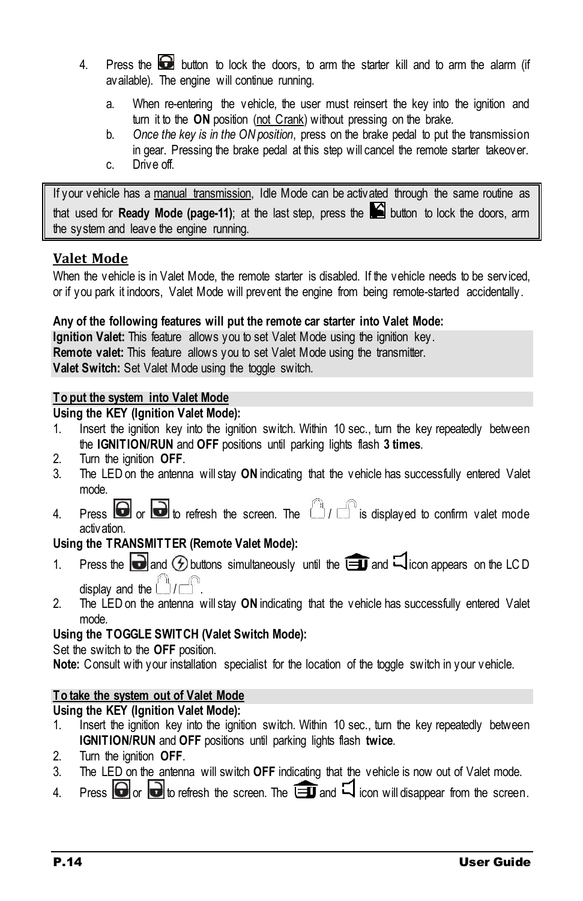4. Press the button to lock the doors, to arm the starter kill and to arm the alarm (if available). The engine will continue running.

   a. When re-entering the vehicle, the user must reinsert the key into the ignition and turn it to the **ON** position (not Crank) without pressing on the brake.
   b. *Once the key is in the ON position*, press on the brake pedal to put the transmission in gear. Pressing the brake pedal at this step will cancel the remote starter takeover.
   c. Drive off.

> If your vehicle has a manual transmission, Idle Mode can be activated through the same routine as that used for **Ready Mode (page-11)**; at the last step, press the button to lock the doors, arm the system and leave the engine running.

## Valet Mode

When the vehicle is in Valet Mode, the remote starter is disabled. If the vehicle needs to be serviced, or if you park it indoors, Valet Mode will prevent the engine from being remote-started accidentally.

**Any of the following features will put the remote car starter into Valet Mode:**

**Ignition Valet:** This feature allows you to set Valet Mode using the ignition key.
**Remote valet:** This feature allows you to set Valet Mode using the transmitter.
**Valet Switch:** Set Valet Mode using the toggle switch.

**To put the system into Valet Mode**

**Using the KEY (Ignition Valet Mode):**

1. Insert the ignition key into the ignition switch. Within 10 sec., turn the key repeatedly between the **IGNITION/RUN** and **OFF** positions until parking lights flash **3 times**.
2. Turn the ignition **OFF**.
3. The LED on the antenna will stay **ON** indicating that the vehicle has successfully entered Valet mode.
4. Press or to refresh the screen. The / is displayed to confirm valet mode activation.

**Using the TRANSMITTER (Remote Valet Mode):**

1. Press the and buttons simultaneously until the and icon appears on the LCD display and the / .
2. The LED on the antenna will stay **ON** indicating that the vehicle has successfully entered Valet mode.

**Using the TOGGLE SWITCH (Valet Switch Mode):**

Set the switch to the **OFF** position.

**Note:** Consult with your installation specialist for the location of the toggle switch in your vehicle.

**To take the system out of Valet Mode**

**Using the KEY (Ignition Valet Mode):**

1. Insert the ignition key into the ignition switch. Within 10 sec., turn the key repeatedly between **IGNITION/RUN** and **OFF** positions until parking lights flash **twice**.
2. Turn the ignition **OFF**.
3. The LED on the antenna will switch **OFF** indicating that the vehicle is now out of Valet mode.
4. Press or to refresh the screen. The and icon will disappear from the screen.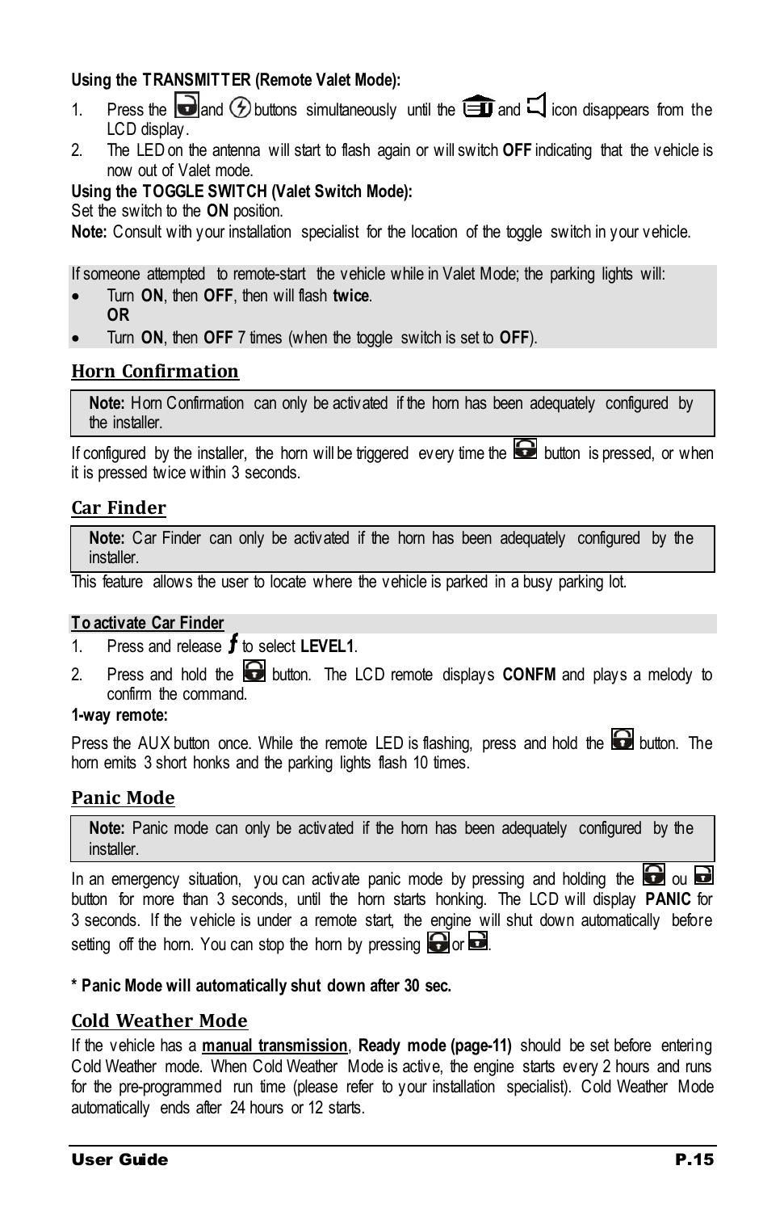**Using the TRANSMITTER (Remote Valet Mode):**

1. Press the and buttons simultaneously until the and icon disappears from the LCD display.
2. The LED on the antenna will start to flash again or will switch **OFF** indicating that the vehicle is now out of Valet mode.

**Using the TOGGLE SWITCH (Valet Switch Mode):**

Set the switch to the **ON** position.

**Note:** Consult with your installation specialist for the location of the toggle switch in your vehicle.

If someone attempted to remote-start the vehicle while in Valet Mode; the parking lights will:

- Turn **ON**, then **OFF**, then will flash **twice**.
  **OR**
- Turn **ON**, then **OFF** 7 times (when the toggle switch is set to **OFF**).

## Horn Confirmation

**Note:** Horn Confirmation can only be activated if the horn has been adequately configured by the installer.

If configured by the installer, the horn will be triggered every time the button is pressed, or when it is pressed twice within 3 seconds.

## Car Finder

**Note:** Car Finder can only be activated if the horn has been adequately configured by the installer.

This feature allows the user to locate where the vehicle is parked in a busy parking lot.

**To activate Car Finder**

1. Press and release *f* to select **LEVEL1**.
2. Press and hold the button. The LCD remote displays **CONFM** and plays a melody to confirm the command.

**1-way remote:**

Press the AUX button once. While the remote LED is flashing, press and hold the button. The horn emits 3 short honks and the parking lights flash 10 times.

## Panic Mode

**Note:** Panic mode can only be activated if the horn has been adequately configured by the installer.

In an emergency situation, you can activate panic mode by pressing and holding the ou button for more than 3 seconds, until the horn starts honking. The LCD will display **PANIC** for 3 seconds. If the vehicle is under a remote start, the engine will shut down automatically before setting off the horn. You can stop the horn by pressing or .

**\* Panic Mode will automatically shut down after 30 sec.**

## Cold Weather Mode

If the vehicle has a **manual transmission**, **Ready mode (page-11)** should be set before entering Cold Weather mode. When Cold Weather Mode is active, the engine starts every 2 hours and runs for the pre-programmed run time (please refer to your installation specialist). Cold Weather Mode automatically ends after 24 hours or 12 starts.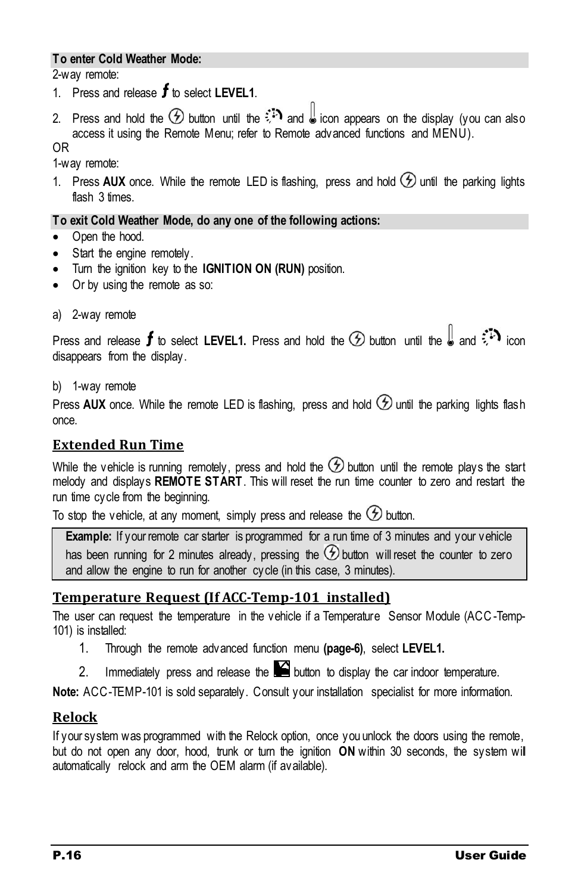**To enter Cold Weather Mode:**

2-way remote:

1. Press and release ƒ to select **LEVEL1**.
2. Press and hold the ⚡ button until the and icon appears on the display (you can also access it using the Remote Menu; refer to Remote advanced functions and MENU).

OR

1-way remote:

1. Press **AUX** once. While the remote LED is flashing, press and hold ⚡ until the parking lights flash 3 times.

**To exit Cold Weather Mode, do any one of the following actions:**

- Open the hood.
- Start the engine remotely.
- Turn the ignition key to the **IGNITION ON (RUN)** position.
- Or by using the remote as so:

a) 2-way remote

Press and release ƒ to select **LEVEL1.** Press and hold the ⚡ button until the and icon disappears from the display.

b) 1-way remote

Press **AUX** once. While the remote LED is flashing, press and hold ⚡ until the parking lights flash once.

## Extended Run Time

While the vehicle is running remotely, press and hold the ⚡ button until the remote plays the start melody and displays **REMOTE START**. This will reset the run time counter to zero and restart the run time cycle from the beginning.

To stop the vehicle, at any moment, simply press and release the ⚡ button.

> **Example:** If your remote car starter is programmed for a run time of 3 minutes and your vehicle has been running for 2 minutes already, pressing the ⚡ button will reset the counter to zero and allow the engine to run for another cycle (in this case, 3 minutes).

## Temperature Request (If ACC-Temp-101 installed)

The user can request the temperature in the vehicle if a Temperature Sensor Module (ACC-Temp-101) is installed:

1. Through the remote advanced function menu **(page-6)**, select **LEVEL1.**
2. Immediately press and release the button to display the car indoor temperature.

**Note:** ACC-TEMP-101 is sold separately. Consult your installation specialist for more information.

## Relock

If your system was programmed with the Relock option, once you unlock the doors using the remote, but do not open any door, hood, trunk or turn the ignition **ON** within 30 seconds, the system will automatically relock and arm the OEM alarm (if available).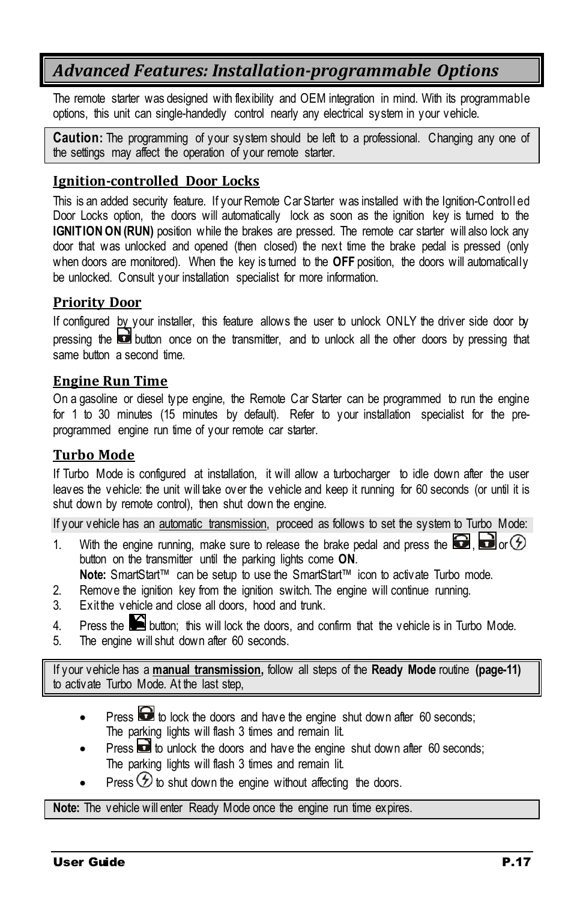## *Advanced Features: Installation-programmable Options*

The remote starter was designed with flexibility and OEM integration in mind. With its programmable options, this unit can single-handedly control nearly any electrical system in your vehicle.

> **Caution:** The programming of your system should be left to a professional. Changing any one of the settings may affect the operation of your remote starter.

### Ignition-controlled Door Locks

This is an added security feature. If your Remote Car Starter was installed with the Ignition-Controlled Door Locks option, the doors will automatically lock as soon as the ignition key is turned to the **IGNITION ON (RUN)** position while the brakes are pressed. The remote car starter will also lock any door that was unlocked and opened (then closed) the next time the brake pedal is pressed (only when doors are monitored). When the key is turned to the **OFF** position, the doors will automatically be unlocked. Consult your installation specialist for more information.

### Priority Door

If configured by your installer, this feature allows the user to unlock ONLY the driver side door by pressing the button once on the transmitter, and to unlock all the other doors by pressing that same button a second time.

### Engine Run Time

On a gasoline or diesel type engine, the Remote Car Starter can be programmed to run the engine for 1 to 30 minutes (15 minutes by default). Refer to your installation specialist for the pre-programmed engine run time of your remote car starter.

### Turbo Mode

If Turbo Mode is configured at installation, it will allow a turbocharger to idle down after the user leaves the vehicle: the unit will take over the vehicle and keep it running for 60 seconds (or until it is shut down by remote control), then shut down the engine.

If your vehicle has an <u>automatic transmission</u>, proceed as follows to set the system to Turbo Mode:

1. With the engine running, make sure to release the brake pedal and press the , or button on the transmitter until the parking lights come **ON**.
   **Note:** SmartStart™ can be setup to use the SmartStart™ icon to activate Turbo mode.
2. Remove the ignition key from the ignition switch. The engine will continue running.
3. Exit the vehicle and close all doors, hood and trunk.
4. Press the button; this will lock the doors, and confirm that the vehicle is in Turbo Mode.
5. The engine will shut down after 60 seconds.

> If your vehicle has a **<u>manual transmission</u>,** follow all steps of the **Ready Mode** routine **(page-11)** to activate Turbo Mode. At the last step,

- Press to lock the doors and have the engine shut down after 60 seconds;
  The parking lights will flash 3 times and remain lit.
- Press to unlock the doors and have the engine shut down after 60 seconds;
  The parking lights will flash 3 times and remain lit.
- Press to shut down the engine without affecting the doors.

> **Note:** The vehicle will enter Ready Mode once the engine run time expires.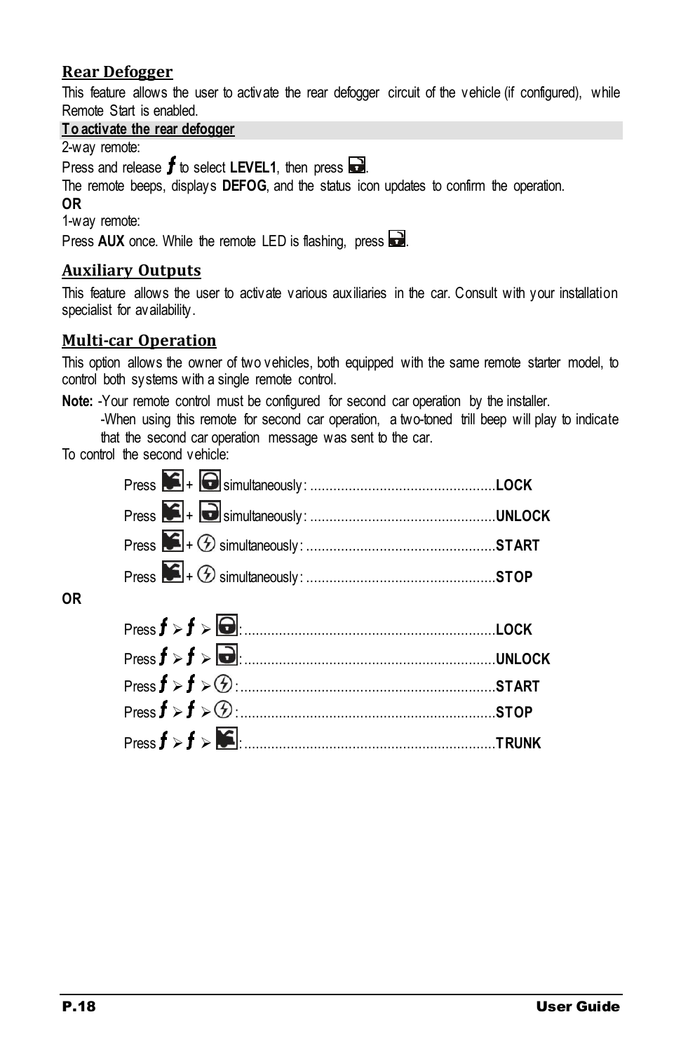## Rear Defogger

This feature allows the user to activate the rear defogger circuit of the vehicle (if configured), while Remote Start is enabled.

**To activate the rear defogger**

2-way remote:

Press and release ƒ to select **LEVEL1**, then press [unlock].

The remote beeps, displays **DEFOG**, and the status icon updates to confirm the operation.

**OR**

1-way remote:

Press **AUX** once. While the remote LED is flashing, press [unlock].

## Auxiliary Outputs

This feature allows the user to activate various auxiliaries in the car. Consult with your installation specialist for availability.

## Multi-car Operation

This option allows the owner of two vehicles, both equipped with the same remote starter model, to control both systems with a single remote control.

**Note:** -Your remote control must be configured for second car operation by the installer.

-When using this remote for second car operation, a two-toned trill beep will play to indicate that the second car operation message was sent to the car.

To control the second vehicle:

Press [trunk] + [lock] simultaneously: ................................................**LOCK**

Press [trunk] + [unlock] simultaneously: ................................................**UNLOCK**

Press [trunk] + [start] simultaneously: ................................................**START**

Press [trunk] + [start] simultaneously: ................................................**STOP**

**OR**

Press ƒ ➢ ƒ ➢ [lock]: .................................................................**LOCK**

Press ƒ ➢ ƒ ➢ [unlock]: .................................................................**UNLOCK**

Press ƒ ➢ ƒ ➢ [start]: .................................................................**START**

Press ƒ ➢ ƒ ➢ [start]: .................................................................**STOP**

Press ƒ ➢ ƒ ➢ [trunk]: .................................................................**TRUNK**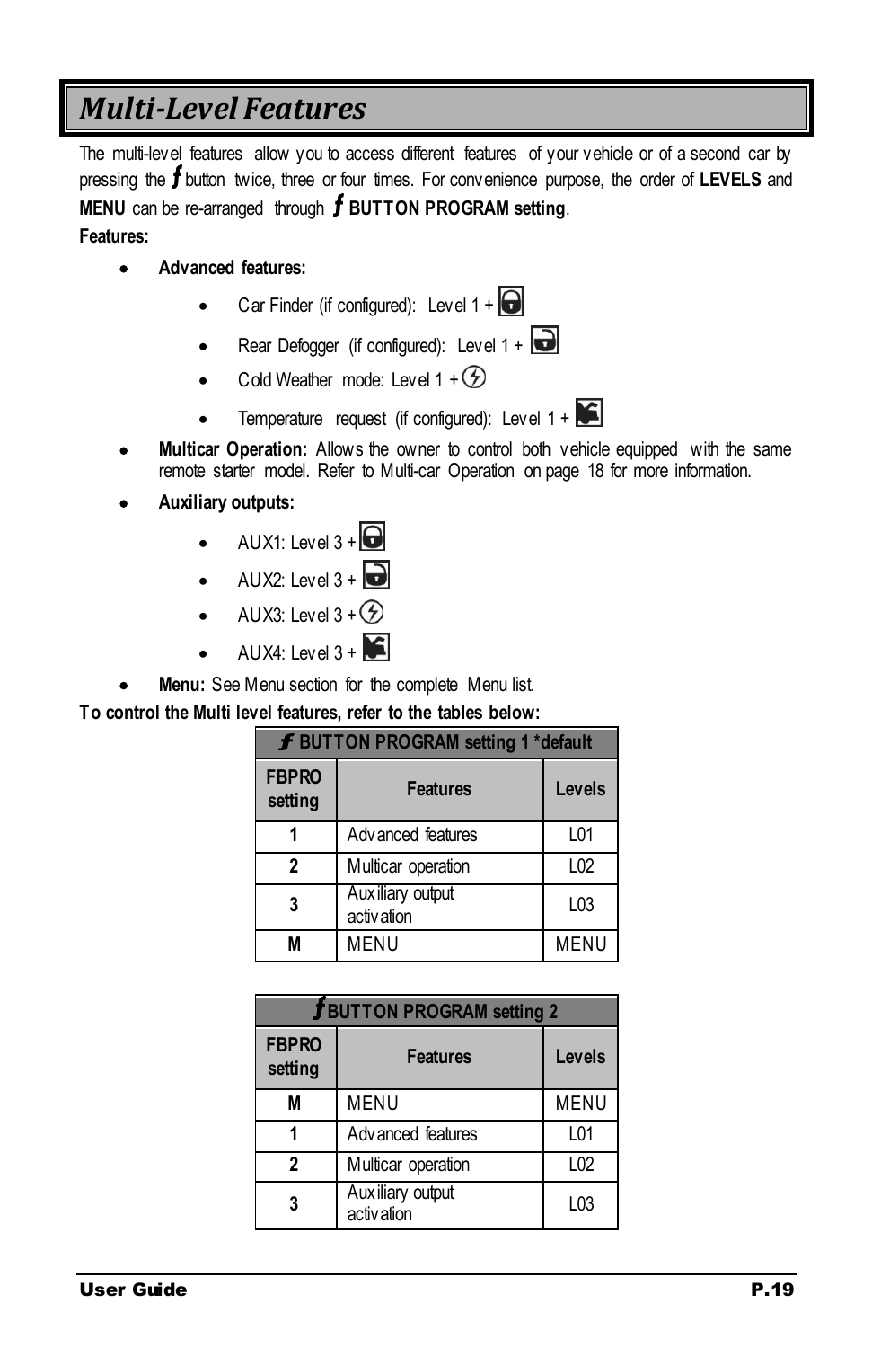# Multi-Level Features

The multi-level features allow you to access different features of your vehicle or of a second car by pressing the ƒ button twice, three or four times. For convenience purpose, the order of **LEVELS** and **MENU** can be re-arranged through **ƒ BUTTON PROGRAM setting**.

**Features:**

- **Advanced features:**
  - Car Finder (if configured): Level 1 + 
  - Rear Defogger (if configured): Level 1 + 
  - Cold Weather mode: Level 1 + 
  - Temperature request (if configured): Level 1 + 
- **Multicar Operation:** Allows the owner to control both vehicle equipped with the same remote starter model. Refer to Multi-car Operation on page 18 for more information.
- **Auxiliary outputs:**
  - AUX1: Level 3 + 
  - AUX2: Level 3 + 
  - AUX3: Level 3 + 
  - AUX4: Level 3 + 
- **Menu:** See Menu section for the complete Menu list.

**To control the Multi level features, refer to the tables below:**

| ƒ BUTTON PROGRAM setting 1 *default | | |
|---|---|---|
| **FBPRO setting** | **Features** | **Levels** |
| **1** | Advanced features | L01 |
| **2** | Multicar operation | L02 |
| **3** | Auxiliary output activation | L03 |
| **M** | MENU | MENU |

| ƒ BUTTON PROGRAM setting 2 | | |
|---|---|---|
| **FBPRO setting** | **Features** | **Levels** |
| **M** | MENU | MENU |
| **1** | Advanced features | L01 |
| **2** | Multicar operation | L02 |
| **3** | Auxiliary output activation | L03 |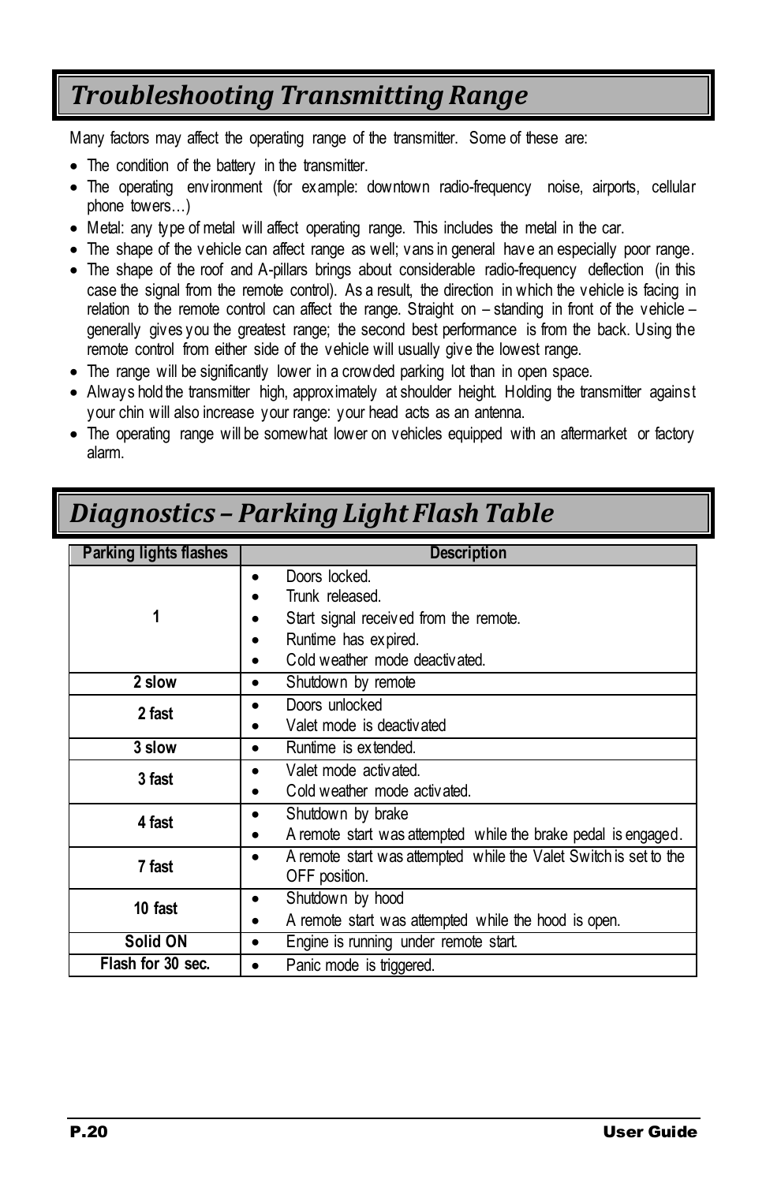## Troubleshooting Transmitting Range

Many factors may affect the operating range of the transmitter. Some of these are:

- The condition of the battery in the transmitter.
- The operating environment (for example: downtown radio-frequency noise, airports, cellular phone towers…)
- Metal: any type of metal will affect operating range. This includes the metal in the car.
- The shape of the vehicle can affect range as well; vans in general have an especially poor range.
- The shape of the roof and A-pillars brings about considerable radio-frequency deflection (in this case the signal from the remote control). As a result, the direction in which the vehicle is facing in relation to the remote control can affect the range. Straight on – standing in front of the vehicle – generally gives you the greatest range; the second best performance is from the back. Using the remote control from either side of the vehicle will usually give the lowest range.
- The range will be significantly lower in a crowded parking lot than in open space.
- Always hold the transmitter high, approximately at shoulder height. Holding the transmitter against your chin will also increase your range: your head acts as an antenna.
- The operating range will be somewhat lower on vehicles equipped with an aftermarket or factory alarm.

## Diagnostics – Parking Light Flash Table

| Parking lights flashes | Description |
|---|---|
| **1** | • Doors locked.<br>• Trunk released.<br>• Start signal received from the remote.<br>• Runtime has expired.<br>• Cold weather mode deactivated. |
| **2 slow** | • Shutdown by remote |
| **2 fast** | • Doors unlocked<br>• Valet mode is deactivated |
| **3 slow** | • Runtime is extended. |
| **3 fast** | • Valet mode activated.<br>• Cold weather mode activated. |
| **4 fast** | • Shutdown by brake<br>• A remote start was attempted while the brake pedal is engaged. |
| **7 fast** | • A remote start was attempted while the Valet Switch is set to the OFF position. |
| **10 fast** | • Shutdown by hood<br>• A remote start was attempted while the hood is open. |
| **Solid ON** | • Engine is running under remote start. |
| **Flash for 30 sec.** | • Panic mode is triggered. |